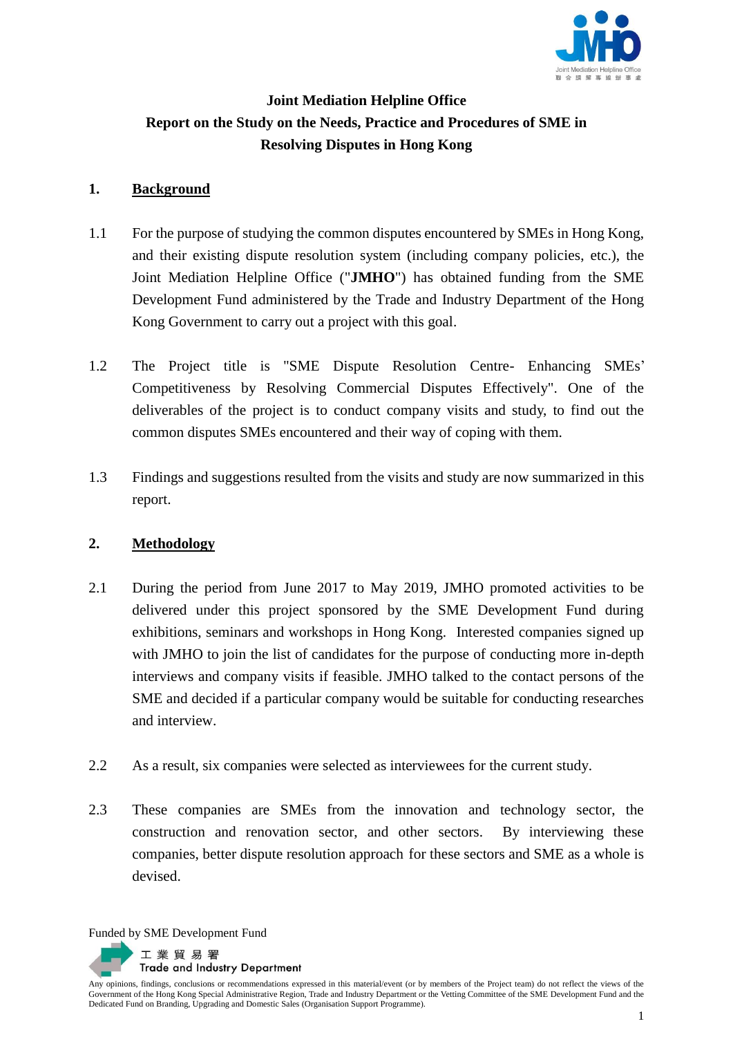# Joint Mediation Helpline Office
# Report on the Study on the Needs, Practice and Procedures of SME in Resolving Disputes in Hong Kong

## 1. Background

1.1 For the purpose of studying the common disputes encountered by SMEs in Hong Kong, and their existing dispute resolution system (including company policies, etc.), the Joint Mediation Helpline Office ("**JMHO**") has obtained funding from the SME Development Fund administered by the Trade and Industry Department of the Hong Kong Government to carry out a project with this goal.

1.2 The Project title is "SME Dispute Resolution Centre- Enhancing SMEs' Competitiveness by Resolving Commercial Disputes Effectively". One of the deliverables of the project is to conduct company visits and study, to find out the common disputes SMEs encountered and their way of coping with them.

1.3 Findings and suggestions resulted from the visits and study are now summarized in this report.

## 2. Methodology

2.1 During the period from June 2017 to May 2019, JMHO promoted activities to be delivered under this project sponsored by the SME Development Fund during exhibitions, seminars and workshops in Hong Kong. Interested companies signed up with JMHO to join the list of candidates for the purpose of conducting more in-depth interviews and company visits if feasible. JMHO talked to the contact persons of the SME and decided if a particular company would be suitable for conducting researches and interview.

2.2 As a result, six companies were selected as interviewees for the current study.

2.3 These companies are SMEs from the innovation and technology sector, the construction and renovation sector, and other sectors. By interviewing these companies, better dispute resolution approach for these sectors and SME as a whole is devised.

Funded by SME Development Fund

工業貿易署
Trade and Industry Department

Any opinions, findings, conclusions or recommendations expressed in this material/event (or by members of the Project team) do not reflect the views of the Government of the Hong Kong Special Administrative Region, Trade and Industry Department or the Vetting Committee of the SME Development Fund and the Dedicated Fund on Branding, Upgrading and Domestic Sales (Organisation Support Programme).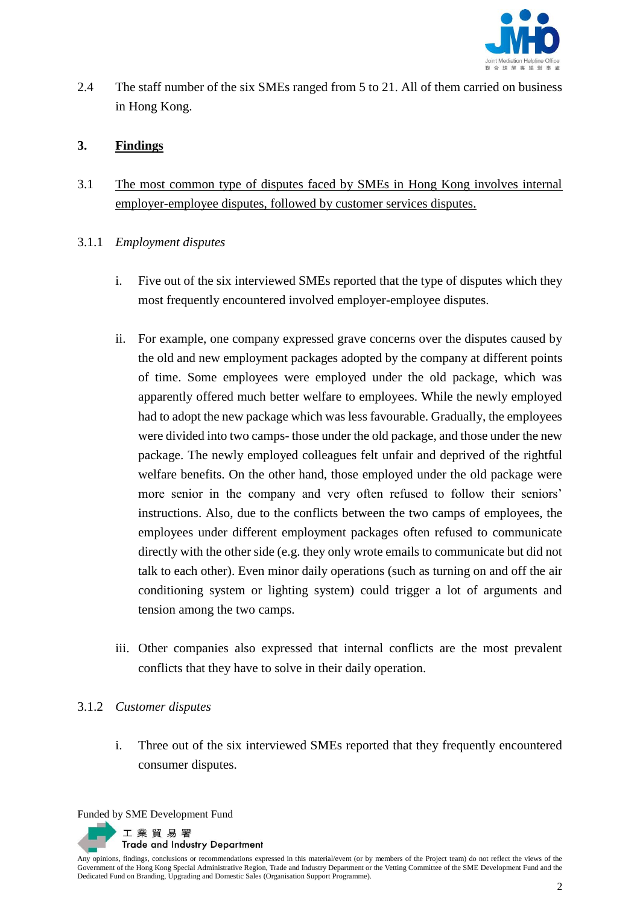2.4 The staff number of the six SMEs ranged from 5 to 21. All of them carried on business in Hong Kong.

## 3. Findings

3.1 The most common type of disputes faced by SMEs in Hong Kong involves internal employer-employee disputes, followed by customer services disputes.

### 3.1.1 *Employment disputes*

i. Five out of the six interviewed SMEs reported that the type of disputes which they most frequently encountered involved employer-employee disputes.

ii. For example, one company expressed grave concerns over the disputes caused by the old and new employment packages adopted by the company at different points of time. Some employees were employed under the old package, which was apparently offered much better welfare to employees. While the newly employed had to adopt the new package which was less favourable. Gradually, the employees were divided into two camps- those under the old package, and those under the new package. The newly employed colleagues felt unfair and deprived of the rightful welfare benefits. On the other hand, those employed under the old package were more senior in the company and very often refused to follow their seniors' instructions. Also, due to the conflicts between the two camps of employees, the employees under different employment packages often refused to communicate directly with the other side (e.g. they only wrote emails to communicate but did not talk to each other). Even minor daily operations (such as turning on and off the air conditioning system or lighting system) could trigger a lot of arguments and tension among the two camps.

iii. Other companies also expressed that internal conflicts are the most prevalent conflicts that they have to solve in their daily operation.

### 3.1.2 *Customer disputes*

i. Three out of the six interviewed SMEs reported that they frequently encountered consumer disputes.

Funded by SME Development Fund

工業貿易署 Trade and Industry Department

Any opinions, findings, conclusions or recommendations expressed in this material/event (or by members of the Project team) do not reflect the views of the Government of the Hong Kong Special Administrative Region, Trade and Industry Department or the Vetting Committee of the SME Development Fund and the Dedicated Fund on Branding, Upgrading and Domestic Sales (Organisation Support Programme).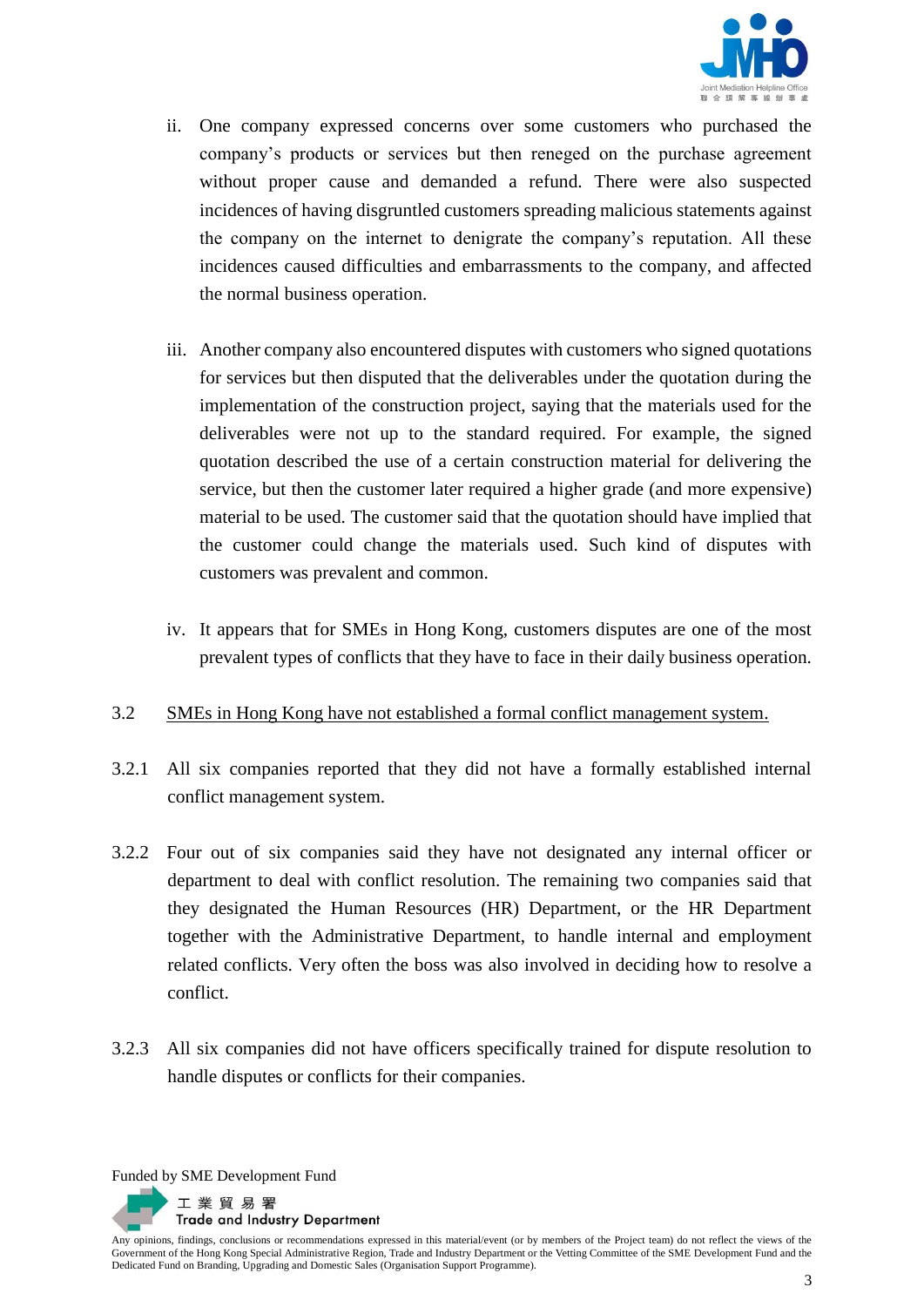ii. One company expressed concerns over some customers who purchased the company's products or services but then reneged on the purchase agreement without proper cause and demanded a refund. There were also suspected incidences of having disgruntled customers spreading malicious statements against the company on the internet to denigrate the company's reputation. All these incidences caused difficulties and embarrassments to the company, and affected the normal business operation.

iii. Another company also encountered disputes with customers who signed quotations for services but then disputed that the deliverables under the quotation during the implementation of the construction project, saying that the materials used for the deliverables were not up to the standard required. For example, the signed quotation described the use of a certain construction material for delivering the service, but then the customer later required a higher grade (and more expensive) material to be used. The customer said that the quotation should have implied that the customer could change the materials used. Such kind of disputes with customers was prevalent and common.

iv. It appears that for SMEs in Hong Kong, customers disputes are one of the most prevalent types of conflicts that they have to face in their daily business operation.

3.2 <u>SMEs in Hong Kong have not established a formal conflict management system.</u>

3.2.1 All six companies reported that they did not have a formally established internal conflict management system.

3.2.2 Four out of six companies said they have not designated any internal officer or department to deal with conflict resolution. The remaining two companies said that they designated the Human Resources (HR) Department, or the HR Department together with the Administrative Department, to handle internal and employment related conflicts. Very often the boss was also involved in deciding how to resolve a conflict.

3.2.3 All six companies did not have officers specifically trained for dispute resolution to handle disputes or conflicts for their companies.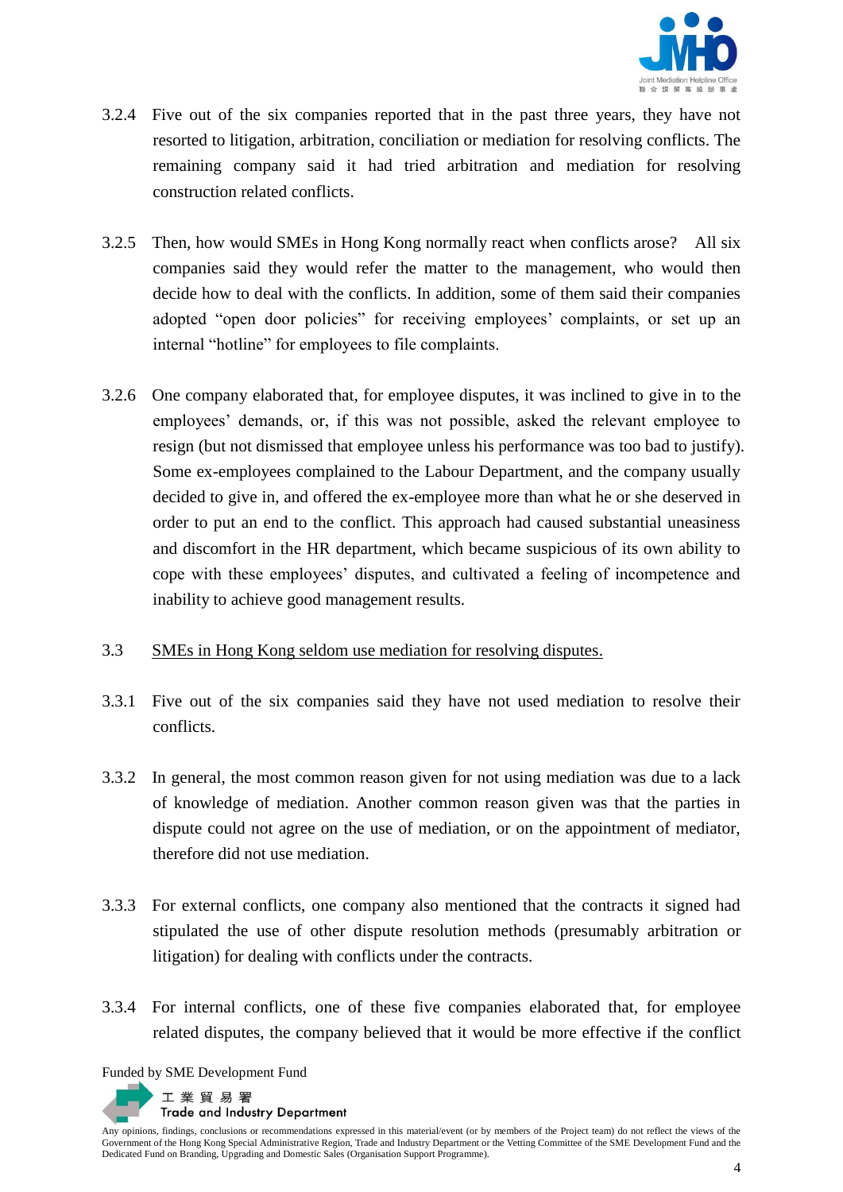3.2.4 Five out of the six companies reported that in the past three years, they have not resorted to litigation, arbitration, conciliation or mediation for resolving conflicts. The remaining company said it had tried arbitration and mediation for resolving construction related conflicts.

3.2.5 Then, how would SMEs in Hong Kong normally react when conflicts arose? All six companies said they would refer the matter to the management, who would then decide how to deal with the conflicts. In addition, some of them said their companies adopted “open door policies” for receiving employees’ complaints, or set up an internal “hotline” for employees to file complaints.

3.2.6 One company elaborated that, for employee disputes, it was inclined to give in to the employees’ demands, or, if this was not possible, asked the relevant employee to resign (but not dismissed that employee unless his performance was too bad to justify). Some ex-employees complained to the Labour Department, and the company usually decided to give in, and offered the ex-employee more than what he or she deserved in order to put an end to the conflict. This approach had caused substantial uneasiness and discomfort in the HR department, which became suspicious of its own ability to cope with these employees’ disputes, and cultivated a feeling of incompetence and inability to achieve good management results.

3.3 <u>SMEs in Hong Kong seldom use mediation for resolving disputes.</u>

3.3.1 Five out of the six companies said they have not used mediation to resolve their conflicts.

3.3.2 In general, the most common reason given for not using mediation was due to a lack of knowledge of mediation. Another common reason given was that the parties in dispute could not agree on the use of mediation, or on the appointment of mediator, therefore did not use mediation.

3.3.3 For external conflicts, one company also mentioned that the contracts it signed had stipulated the use of other dispute resolution methods (presumably arbitration or litigation) for dealing with conflicts under the contracts.

3.3.4 For internal conflicts, one of these five companies elaborated that, for employee related disputes, the company believed that it would be more effective if the conflict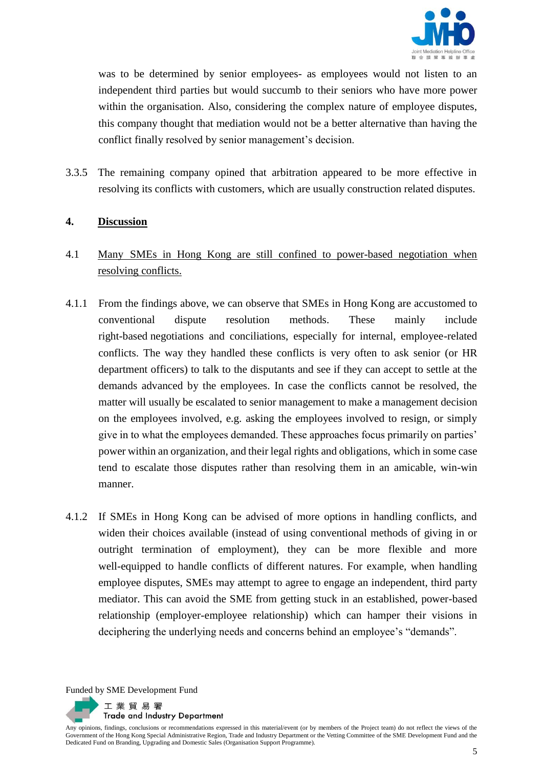was to be determined by senior employees- as employees would not listen to an independent third parties but would succumb to their seniors who have more power within the organisation. Also, considering the complex nature of employee disputes, this company thought that mediation would not be a better alternative than having the conflict finally resolved by senior management's decision.

3.3.5 The remaining company opined that arbitration appeared to be more effective in resolving its conflicts with customers, which are usually construction related disputes.

## 4. <u>Discussion</u>

4.1 <u>Many SMEs in Hong Kong are still confined to power-based negotiation when resolving conflicts.</u>

4.1.1 From the findings above, we can observe that SMEs in Hong Kong are accustomed to conventional dispute resolution methods. These mainly include right-based negotiations and conciliations, especially for internal, employee-related conflicts. The way they handled these conflicts is very often to ask senior (or HR department officers) to talk to the disputants and see if they can accept to settle at the demands advanced by the employees. In case the conflicts cannot be resolved, the matter will usually be escalated to senior management to make a management decision on the employees involved, e.g. asking the employees involved to resign, or simply give in to what the employees demanded. These approaches focus primarily on parties' power within an organization, and their legal rights and obligations, which in some case tend to escalate those disputes rather than resolving them in an amicable, win-win manner.

4.1.2 If SMEs in Hong Kong can be advised of more options in handling conflicts, and widen their choices available (instead of using conventional methods of giving in or outright termination of employment), they can be more flexible and more well-equipped to handle conflicts of different natures. For example, when handling employee disputes, SMEs may attempt to agree to engage an independent, third party mediator. This can avoid the SME from getting stuck in an established, power-based relationship (employer-employee relationship) which can hamper their visions in deciphering the underlying needs and concerns behind an employee's "demands".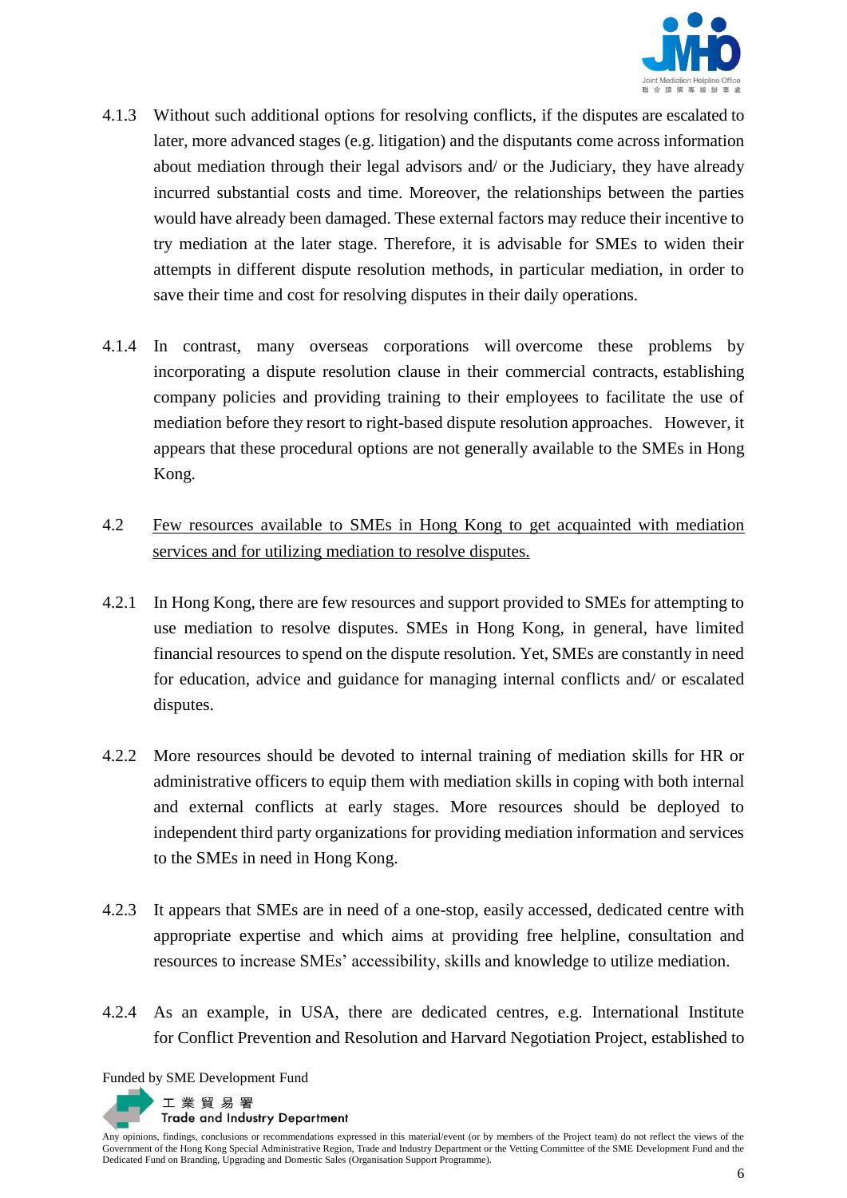4.1.3 Without such additional options for resolving conflicts, if the disputes are escalated to later, more advanced stages (e.g. litigation) and the disputants come across information about mediation through their legal advisors and/ or the Judiciary, they have already incurred substantial costs and time. Moreover, the relationships between the parties would have already been damaged. These external factors may reduce their incentive to try mediation at the later stage. Therefore, it is advisable for SMEs to widen their attempts in different dispute resolution methods, in particular mediation, in order to save their time and cost for resolving disputes in their daily operations.

4.1.4 In contrast, many overseas corporations will overcome these problems by incorporating a dispute resolution clause in their commercial contracts, establishing company policies and providing training to their employees to facilitate the use of mediation before they resort to right-based dispute resolution approaches. However, it appears that these procedural options are not generally available to the SMEs in Hong Kong.

4.2 <u>Few resources available to SMEs in Hong Kong to get acquainted with mediation services and for utilizing mediation to resolve disputes.</u>

4.2.1 In Hong Kong, there are few resources and support provided to SMEs for attempting to use mediation to resolve disputes. SMEs in Hong Kong, in general, have limited financial resources to spend on the dispute resolution. Yet, SMEs are constantly in need for education, advice and guidance for managing internal conflicts and/ or escalated disputes.

4.2.2 More resources should be devoted to internal training of mediation skills for HR or administrative officers to equip them with mediation skills in coping with both internal and external conflicts at early stages. More resources should be deployed to independent third party organizations for providing mediation information and services to the SMEs in need in Hong Kong.

4.2.3 It appears that SMEs are in need of a one-stop, easily accessed, dedicated centre with appropriate expertise and which aims at providing free helpline, consultation and resources to increase SMEs' accessibility, skills and knowledge to utilize mediation.

4.2.4 As an example, in USA, there are dedicated centres, e.g. International Institute for Conflict Prevention and Resolution and Harvard Negotiation Project, established to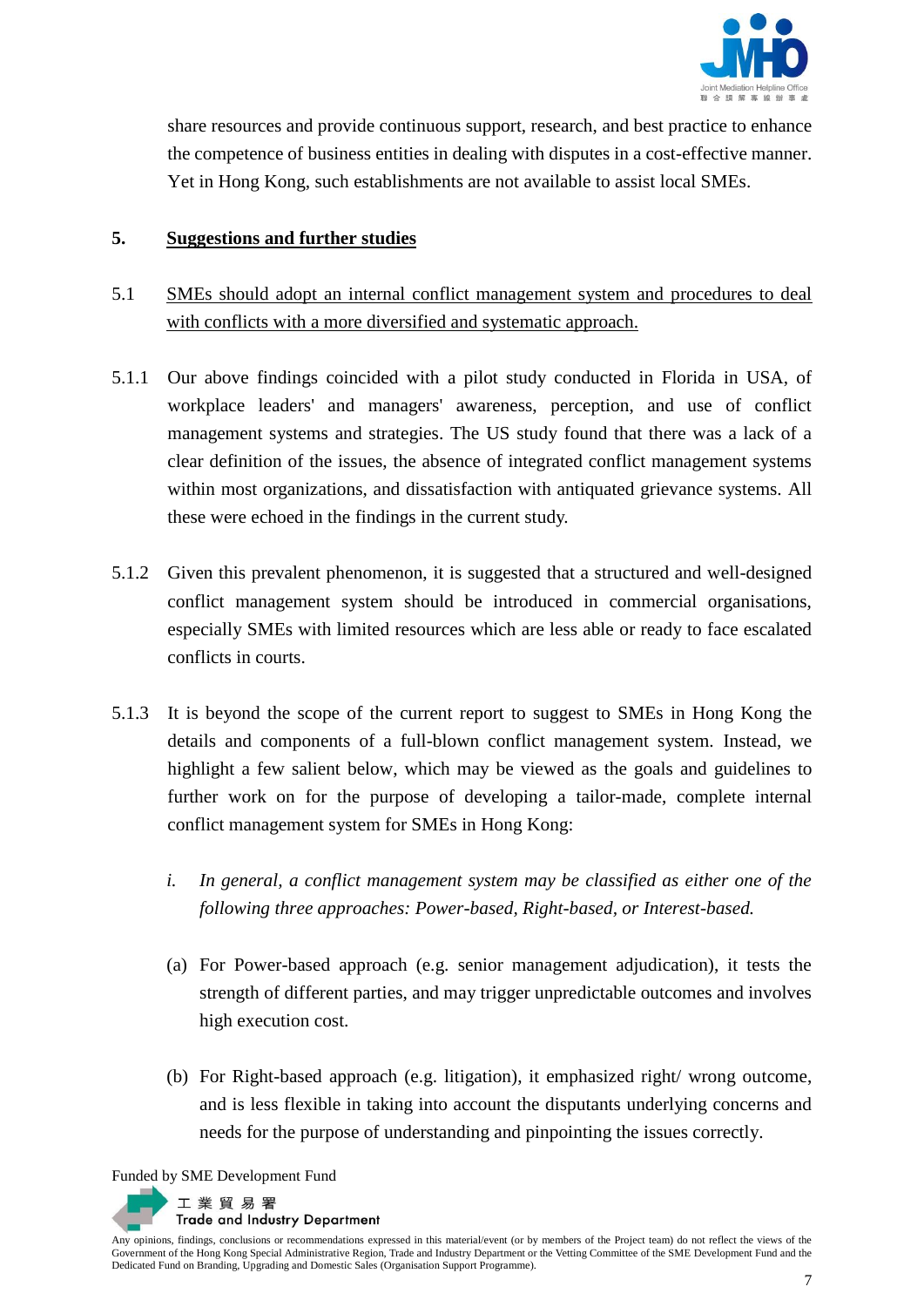share resources and provide continuous support, research, and best practice to enhance the competence of business entities in dealing with disputes in a cost-effective manner. Yet in Hong Kong, such establishments are not available to assist local SMEs.

## 5. Suggestions and further studies

5.1 SMEs should adopt an internal conflict management system and procedures to deal with conflicts with a more diversified and systematic approach.

5.1.1 Our above findings coincided with a pilot study conducted in Florida in USA, of workplace leaders' and managers' awareness, perception, and use of conflict management systems and strategies. The US study found that there was a lack of a clear definition of the issues, the absence of integrated conflict management systems within most organizations, and dissatisfaction with antiquated grievance systems. All these were echoed in the findings in the current study.

5.1.2 Given this prevalent phenomenon, it is suggested that a structured and well-designed conflict management system should be introduced in commercial organisations, especially SMEs with limited resources which are less able or ready to face escalated conflicts in courts.

5.1.3 It is beyond the scope of the current report to suggest to SMEs in Hong Kong the details and components of a full-blown conflict management system. Instead, we highlight a few salient below, which may be viewed as the goals and guidelines to further work on for the purpose of developing a tailor-made, complete internal conflict management system for SMEs in Hong Kong:

i. *In general, a conflict management system may be classified as either one of the following three approaches: Power-based, Right-based, or Interest-based.*

(a) For Power-based approach (e.g. senior management adjudication), it tests the strength of different parties, and may trigger unpredictable outcomes and involves high execution cost.

(b) For Right-based approach (e.g. litigation), it emphasized right/ wrong outcome, and is less flexible in taking into account the disputants underlying concerns and needs for the purpose of understanding and pinpointing the issues correctly.

Funded by SME Development Fund

工業貿易署
Trade and Industry Department

Any opinions, findings, conclusions or recommendations expressed in this material/event (or by members of the Project team) do not reflect the views of the Government of the Hong Kong Special Administrative Region, Trade and Industry Department or the Vetting Committee of the SME Development Fund and the Dedicated Fund on Branding, Upgrading and Domestic Sales (Organisation Support Programme).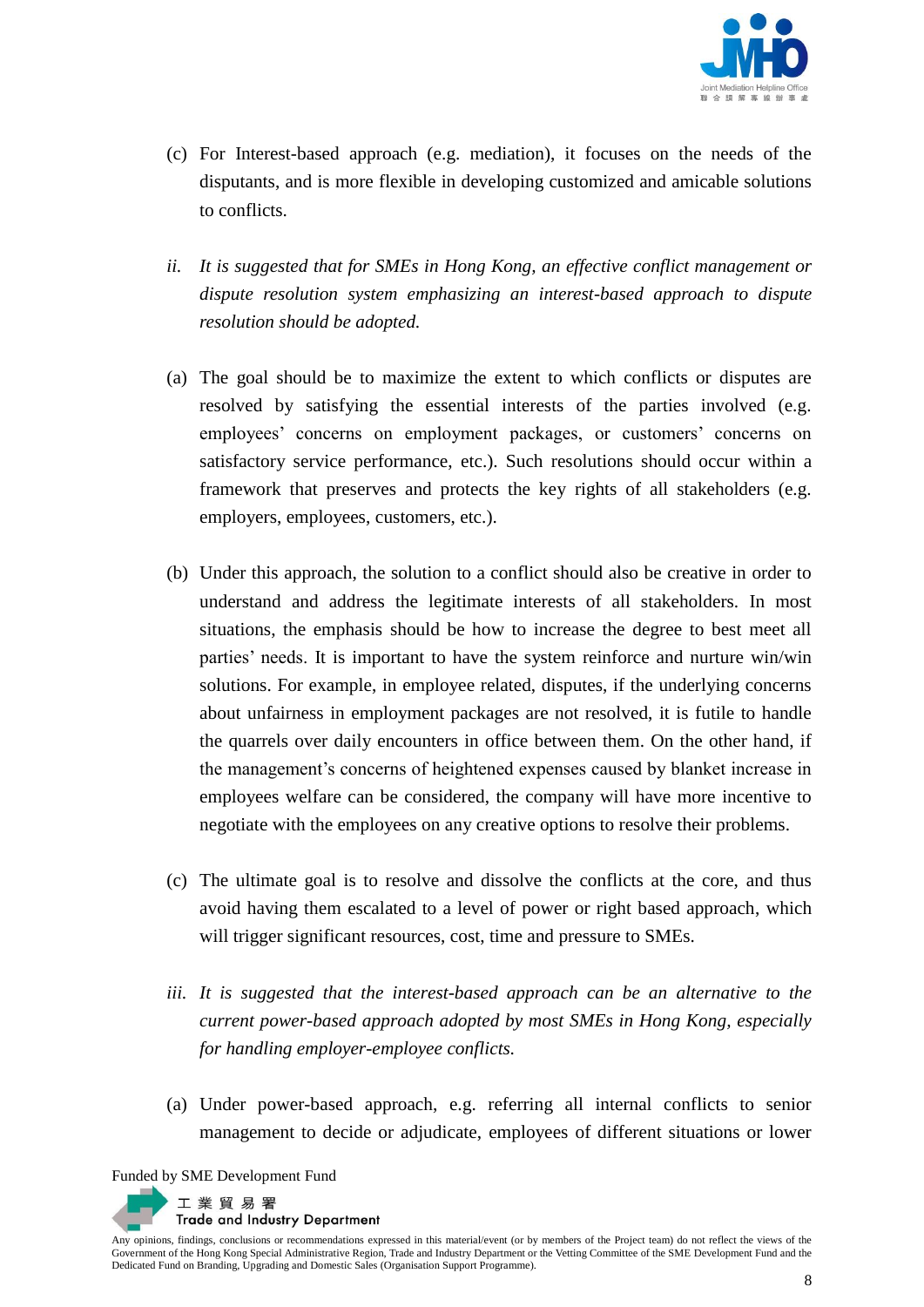(c) For Interest-based approach (e.g. mediation), it focuses on the needs of the disputants, and is more flexible in developing customized and amicable solutions to conflicts.

ii. *It is suggested that for SMEs in Hong Kong, an effective conflict management or dispute resolution system emphasizing an interest-based approach to dispute resolution should be adopted.*

(a) The goal should be to maximize the extent to which conflicts or disputes are resolved by satisfying the essential interests of the parties involved (e.g. employees' concerns on employment packages, or customers' concerns on satisfactory service performance, etc.). Such resolutions should occur within a framework that preserves and protects the key rights of all stakeholders (e.g. employers, employees, customers, etc.).

(b) Under this approach, the solution to a conflict should also be creative in order to understand and address the legitimate interests of all stakeholders. In most situations, the emphasis should be how to increase the degree to best meet all parties' needs. It is important to have the system reinforce and nurture win/win solutions. For example, in employee related, disputes, if the underlying concerns about unfairness in employment packages are not resolved, it is futile to handle the quarrels over daily encounters in office between them. On the other hand, if the management's concerns of heightened expenses caused by blanket increase in employees welfare can be considered, the company will have more incentive to negotiate with the employees on any creative options to resolve their problems.

(c) The ultimate goal is to resolve and dissolve the conflicts at the core, and thus avoid having them escalated to a level of power or right based approach, which will trigger significant resources, cost, time and pressure to SMEs.

iii. *It is suggested that the interest-based approach can be an alternative to the current power-based approach adopted by most SMEs in Hong Kong, especially for handling employer-employee conflicts.*

(a) Under power-based approach, e.g. referring all internal conflicts to senior management to decide or adjudicate, employees of different situations or lower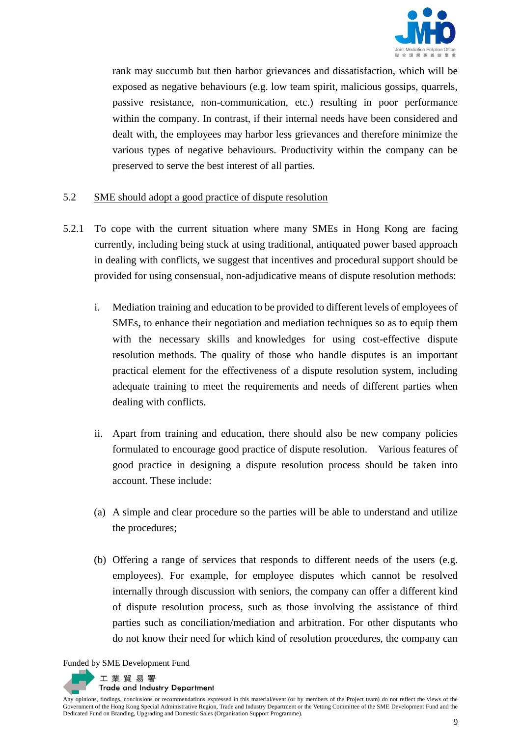rank may succumb but then harbor grievances and dissatisfaction, which will be exposed as negative behaviours (e.g. low team spirit, malicious gossips, quarrels, passive resistance, non-communication, etc.) resulting in poor performance within the company. In contrast, if their internal needs have been considered and dealt with, the employees may harbor less grievances and therefore minimize the various types of negative behaviours. Productivity within the company can be preserved to serve the best interest of all parties.

5.2 <u>SME should adopt a good practice of dispute resolution</u>

5.2.1 To cope with the current situation where many SMEs in Hong Kong are facing currently, including being stuck at using traditional, antiquated power based approach in dealing with conflicts, we suggest that incentives and procedural support should be provided for using consensual, non-adjudicative means of dispute resolution methods:

i. Mediation training and education to be provided to different levels of employees of SMEs, to enhance their negotiation and mediation techniques so as to equip them with the necessary skills and knowledges for using cost-effective dispute resolution methods. The quality of those who handle disputes is an important practical element for the effectiveness of a dispute resolution system, including adequate training to meet the requirements and needs of different parties when dealing with conflicts.

ii. Apart from training and education, there should also be new company policies formulated to encourage good practice of dispute resolution. Various features of good practice in designing a dispute resolution process should be taken into account. These include:

(a) A simple and clear procedure so the parties will be able to understand and utilize the procedures;

(b) Offering a range of services that responds to different needs of the users (e.g. employees). For example, for employee disputes which cannot be resolved internally through discussion with seniors, the company can offer a different kind of dispute resolution process, such as those involving the assistance of third parties such as conciliation/mediation and arbitration. For other disputants who do not know their need for which kind of resolution procedures, the company can

Funded by SME Development Fund

工業貿易署
Trade and Industry Department

Any opinions, findings, conclusions or recommendations expressed in this material/event (or by members of the Project team) do not reflect the views of the Government of the Hong Kong Special Administrative Region, Trade and Industry Department or the Vetting Committee of the SME Development Fund and the Dedicated Fund on Branding, Upgrading and Domestic Sales (Organisation Support Programme).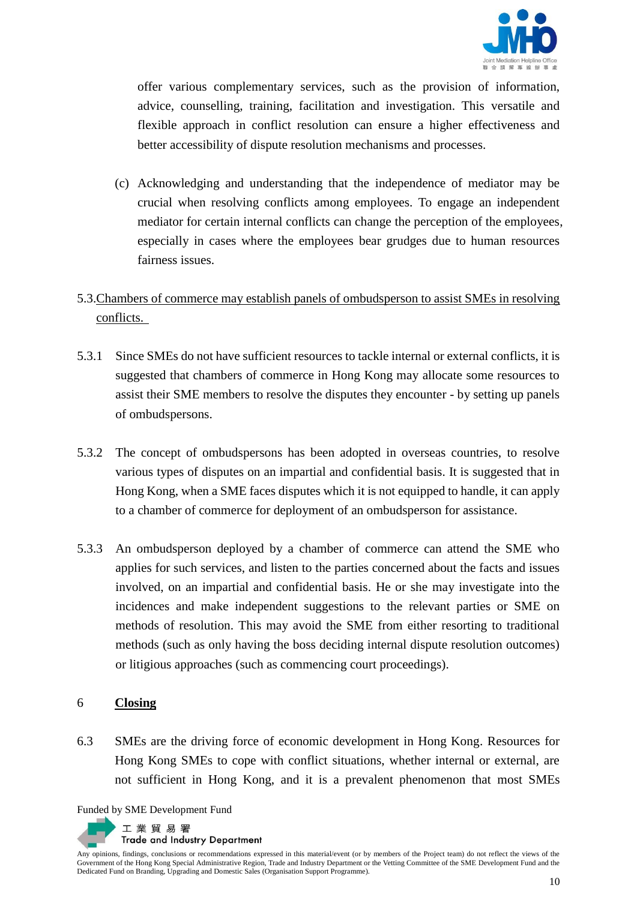offer various complementary services, such as the provision of information, advice, counselling, training, facilitation and investigation. This versatile and flexible approach in conflict resolution can ensure a higher effectiveness and better accessibility of dispute resolution mechanisms and processes.

(c) Acknowledging and understanding that the independence of mediator may be crucial when resolving conflicts among employees. To engage an independent mediator for certain internal conflicts can change the perception of the employees, especially in cases where the employees bear grudges due to human resources fairness issues.

5.3. <u>Chambers of commerce may establish panels of ombudsperson to assist SMEs in resolving conflicts.</u>

5.3.1 Since SMEs do not have sufficient resources to tackle internal or external conflicts, it is suggested that chambers of commerce in Hong Kong may allocate some resources to assist their SME members to resolve the disputes they encounter - by setting up panels of ombudspersons.

5.3.2 The concept of ombudspersons has been adopted in overseas countries, to resolve various types of disputes on an impartial and confidential basis. It is suggested that in Hong Kong, when a SME faces disputes which it is not equipped to handle, it can apply to a chamber of commerce for deployment of an ombudsperson for assistance.

5.3.3 An ombudsperson deployed by a chamber of commerce can attend the SME who applies for such services, and listen to the parties concerned about the facts and issues involved, on an impartial and confidential basis. He or she may investigate into the incidences and make independent suggestions to the relevant parties or SME on methods of resolution. This may avoid the SME from either resorting to traditional methods (such as only having the boss deciding internal dispute resolution outcomes) or litigious approaches (such as commencing court proceedings).

## 6 Closing

6.3 SMEs are the driving force of economic development in Hong Kong. Resources for Hong Kong SMEs to cope with conflict situations, whether internal or external, are not sufficient in Hong Kong, and it is a prevalent phenomenon that most SMEs

Funded by SME Development Fund

工業貿易署
Trade and Industry Department

Any opinions, findings, conclusions or recommendations expressed in this material/event (or by members of the Project team) do not reflect the views of the Government of the Hong Kong Special Administrative Region, Trade and Industry Department or the Vetting Committee of the SME Development Fund and the Dedicated Fund on Branding, Upgrading and Domestic Sales (Organisation Support Programme).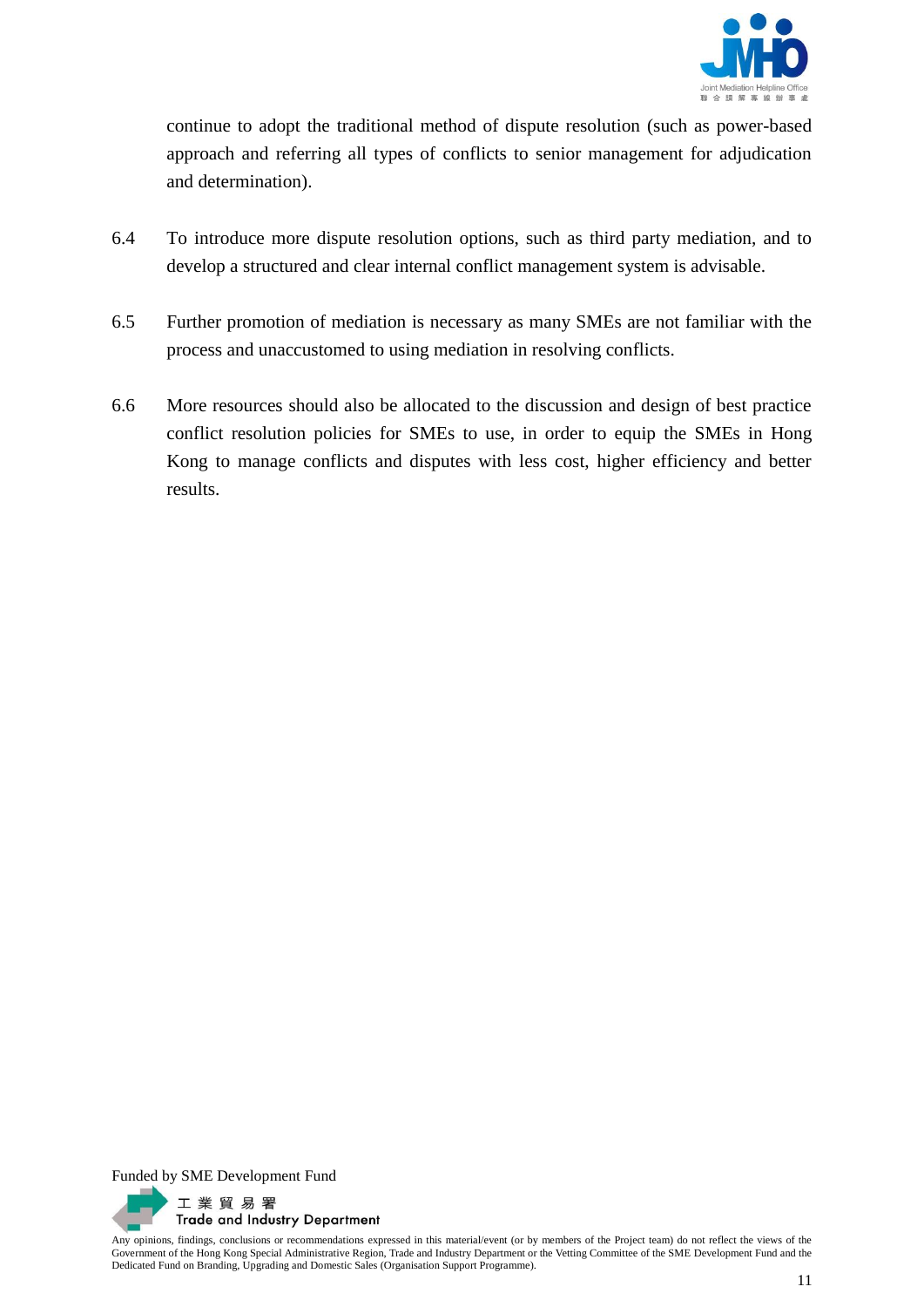continue to adopt the traditional method of dispute resolution (such as power-based approach and referring all types of conflicts to senior management for adjudication and determination).

6.4 To introduce more dispute resolution options, such as third party mediation, and to develop a structured and clear internal conflict management system is advisable.

6.5 Further promotion of mediation is necessary as many SMEs are not familiar with the process and unaccustomed to using mediation in resolving conflicts.

6.6 More resources should also be allocated to the discussion and design of best practice conflict resolution policies for SMEs to use, in order to equip the SMEs in Hong Kong to manage conflicts and disputes with less cost, higher efficiency and better results.

Funded by SME Development Fund

工業貿易署
Trade and Industry Department

Any opinions, findings, conclusions or recommendations expressed in this material/event (or by members of the Project team) do not reflect the views of the Government of the Hong Kong Special Administrative Region, Trade and Industry Department or the Vetting Committee of the SME Development Fund and the Dedicated Fund on Branding, Upgrading and Domestic Sales (Organisation Support Programme).